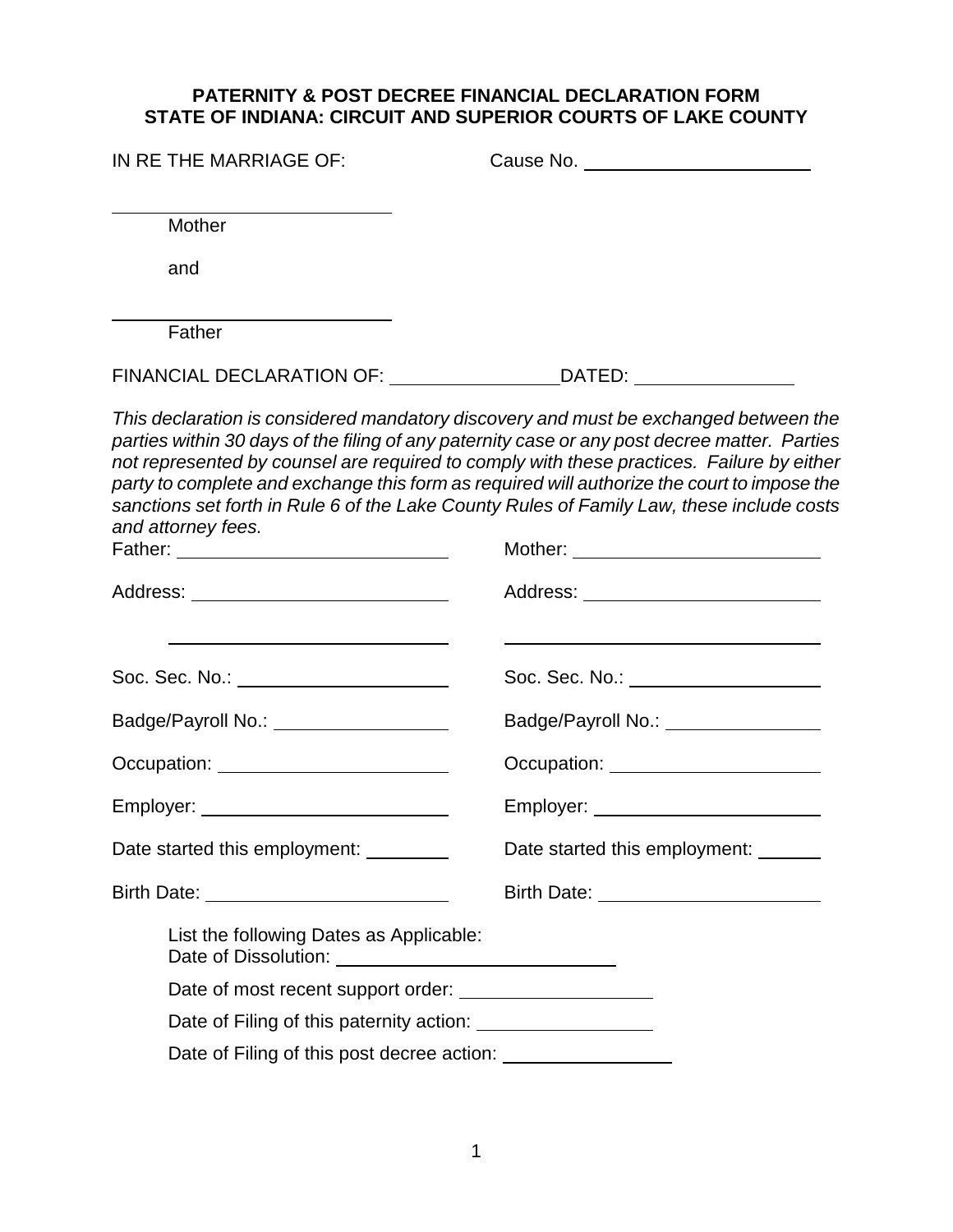**PATERNITY & POST DECREE FINANCIAL DECLARATION FORM**
**STATE OF INDIANA: CIRCUIT AND SUPERIOR COURTS OF LAKE COUNTY**

IN RE THE MARRIAGE OF: Cause No. ______________________

____________________________
Mother

and

____________________________
Father

FINANCIAL DECLARATION OF: ________________ DATED: _______________

*This declaration is considered mandatory discovery and must be exchanged between the parties within 30 days of the filing of any paternity case or any post decree matter. Parties not represented by counsel are required to comply with these practices. Failure by either party to complete and exchange this form as required will authorize the court to impose the sanctions set forth in Rule 6 of the Lake County Rules of Family Law, these include costs and attorney fees.*

Father: __________________________

Address: _________________________

_________________________

Soc. Sec. No.: _____________________

Badge/Payroll No.: _________________

Occupation: ______________________

Employer: ________________________

Date started this employment: ________

Birth Date: _______________________

Mother: _________________________

Address: ________________________

________________________

Soc. Sec. No.: ___________________

Badge/Payroll No.: _______________

Occupation: _____________________

Employer: _______________________

Date started this employment: ______

Birth Date: _____________________

List the following Dates as Applicable:
Date of Dissolution: ___________________________

Date of most recent support order: __________________

Date of Filing of this paternity action: _________________

Date of Filing of this post decree action: ________________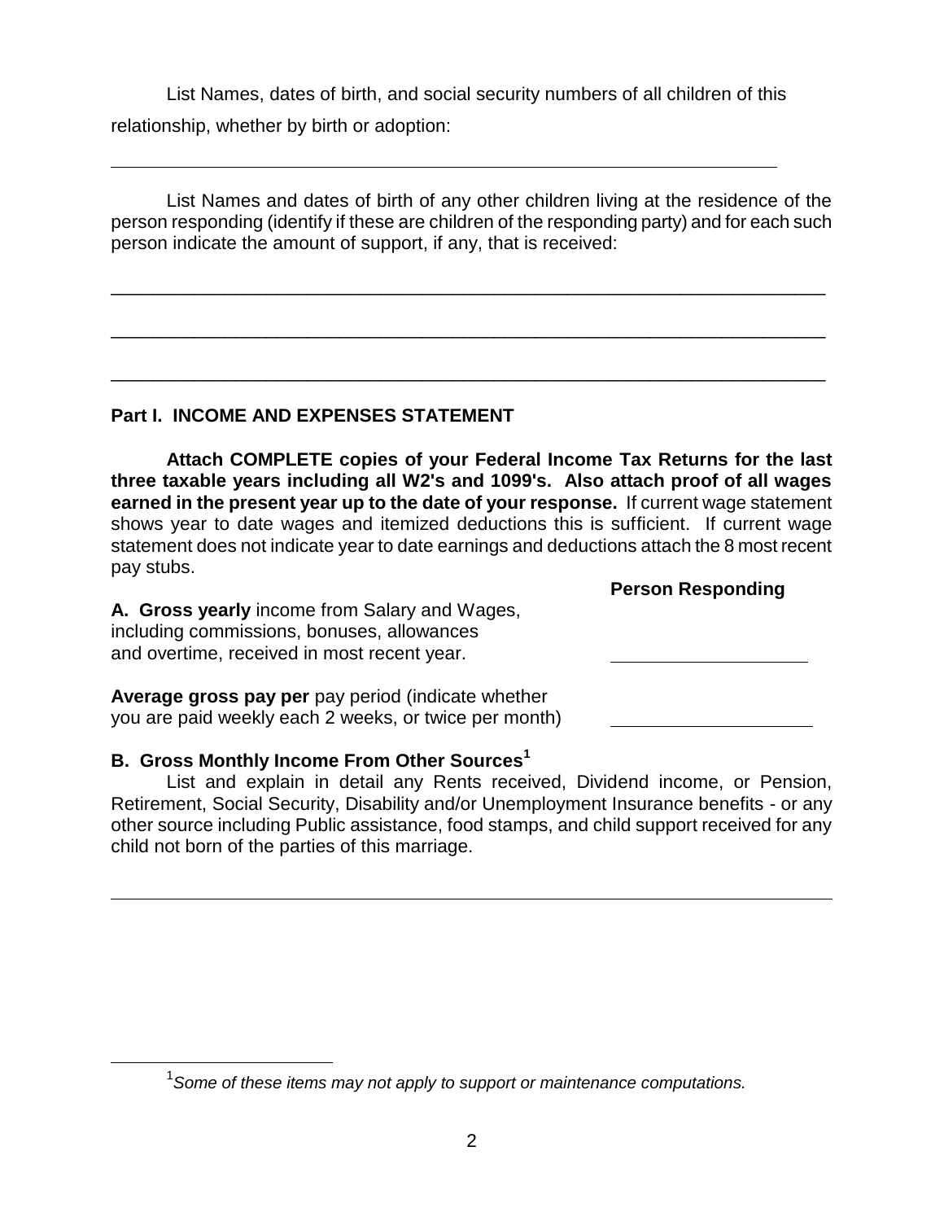List Names, dates of birth, and social security numbers of all children of this relationship, whether by birth or adoption:

______________________________________________________________________

List Names and dates of birth of any other children living at the residence of the person responding (identify if these are children of the responding party) and for each such person indicate the amount of support, if any, that is received:

______________________________________________________________________

______________________________________________________________________

______________________________________________________________________

## Part I. INCOME AND EXPENSES STATEMENT

**Attach COMPLETE copies of your Federal Income Tax Returns for the last three taxable years including all W2's and 1099's. Also attach proof of all wages earned in the present year up to the date of your response.** If current wage statement shows year to date wages and itemized deductions this is sufficient. If current wage statement does not indicate year to date earnings and deductions attach the 8 most recent pay stubs.

| | **Person Responding** |
|---|---|
| **A. Gross yearly** income from Salary and Wages, including commissions, bonuses, allowances and overtime, received in most recent year. | ____________________ |
| **Average gross pay per** pay period (indicate whether you are paid weekly each 2 weeks, or twice per month) | ____________________ |

**B. Gross Monthly Income From Other Sources[1]**

List and explain in detail any Rents received, Dividend income, or Pension, Retirement, Social Security, Disability and/or Unemployment Insurance benefits - or any other source including Public assistance, food stamps, and child support received for any child not born of the parties of this marriage.

______________________________________________________________________

[1] *Some of these items may not apply to support or maintenance computations.*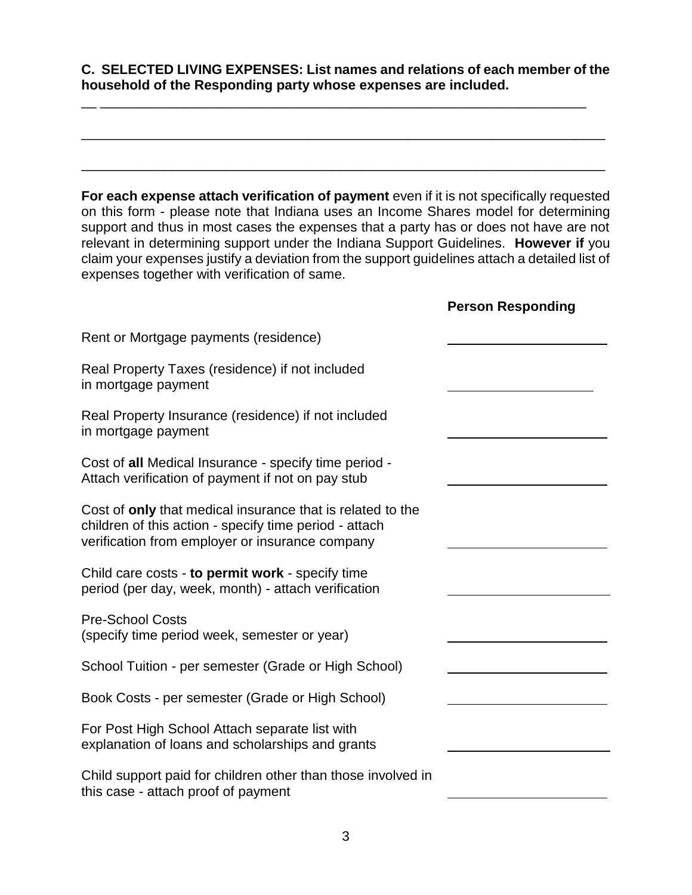**C. SELECTED LIVING EXPENSES: List names and relations of each member of the household of the Responding party whose expenses are included.**

__ ____________________________________________________________________

______________________________________________________________________

______________________________________________________________________

**For each expense attach verification of payment** even if it is not specifically requested on this form - please note that Indiana uses an Income Shares model for determining support and thus in most cases the expenses that a party has or does not have are not relevant in determining support under the Indiana Support Guidelines. **However if** you claim your expenses justify a deviation from the support guidelines attach a detailed list of expenses together with verification of same.

| | **Person Responding** |
|---|---|
| Rent or Mortgage payments (residence) | ____________________ |
| Real Property Taxes (residence) if not included in mortgage payment | ____________________ |
| Real Property Insurance (residence) if not included in mortgage payment | ____________________ |
| Cost of **all** Medical Insurance - specify time period - Attach verification of payment if not on pay stub | ____________________ |
| Cost of **only** that medical insurance that is related to the children of this action - specify time period - attach verification from employer or insurance company | ____________________ |
| Child care costs - **to permit work** - specify time period (per day, week, month) - attach verification | ____________________ |
| Pre-School Costs (specify time period week, semester or year) | ____________________ |
| School Tuition - per semester (Grade or High School) | ____________________ |
| Book Costs - per semester (Grade or High School) | ____________________ |
| For Post High School Attach separate list with explanation of loans and scholarships and grants | ____________________ |
| Child support paid for children other than those involved in this case - attach proof of payment | ____________________ |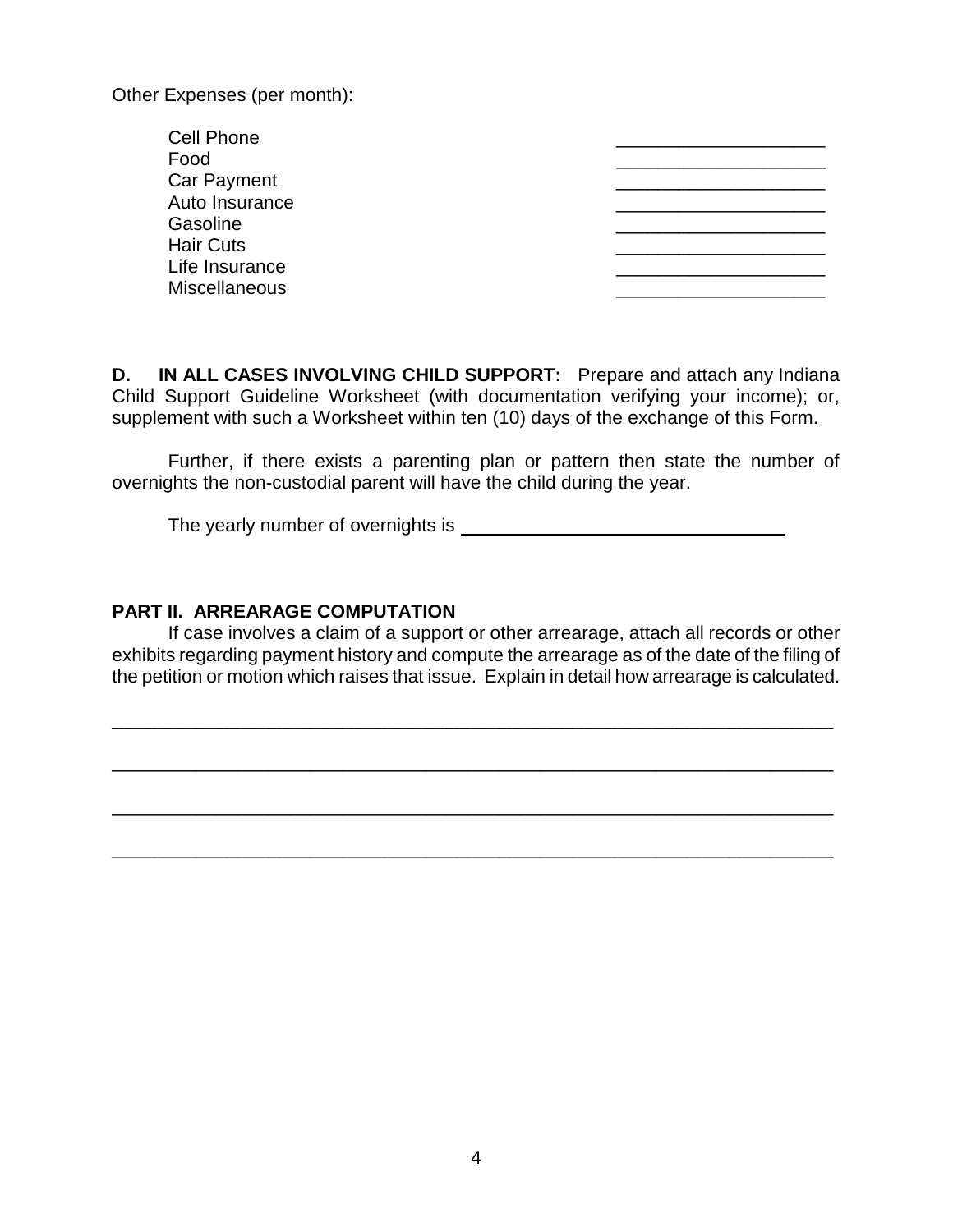Other Expenses (per month):

| | |
|---|---|
| Cell Phone | ____________________ |
| Food | ____________________ |
| Car Payment | ____________________ |
| Auto Insurance | ____________________ |
| Gasoline | ____________________ |
| Hair Cuts | ____________________ |
| Life Insurance | ____________________ |
| Miscellaneous | ____________________ |

**D. IN ALL CASES INVOLVING CHILD SUPPORT:** Prepare and attach any Indiana Child Support Guideline Worksheet (with documentation verifying your income); or, supplement with such a Worksheet within ten (10) days of the exchange of this Form.

Further, if there exists a parenting plan or pattern then state the number of overnights the non-custodial parent will have the child during the year.

The yearly number of overnights is ________________________________

## PART II. ARREARAGE COMPUTATION

If case involves a claim of a support or other arrearage, attach all records or other exhibits regarding payment history and compute the arrearage as of the date of the filing of the petition or motion which raises that issue. Explain in detail how arrearage is calculated.

______________________________________________________________________

______________________________________________________________________

______________________________________________________________________

______________________________________________________________________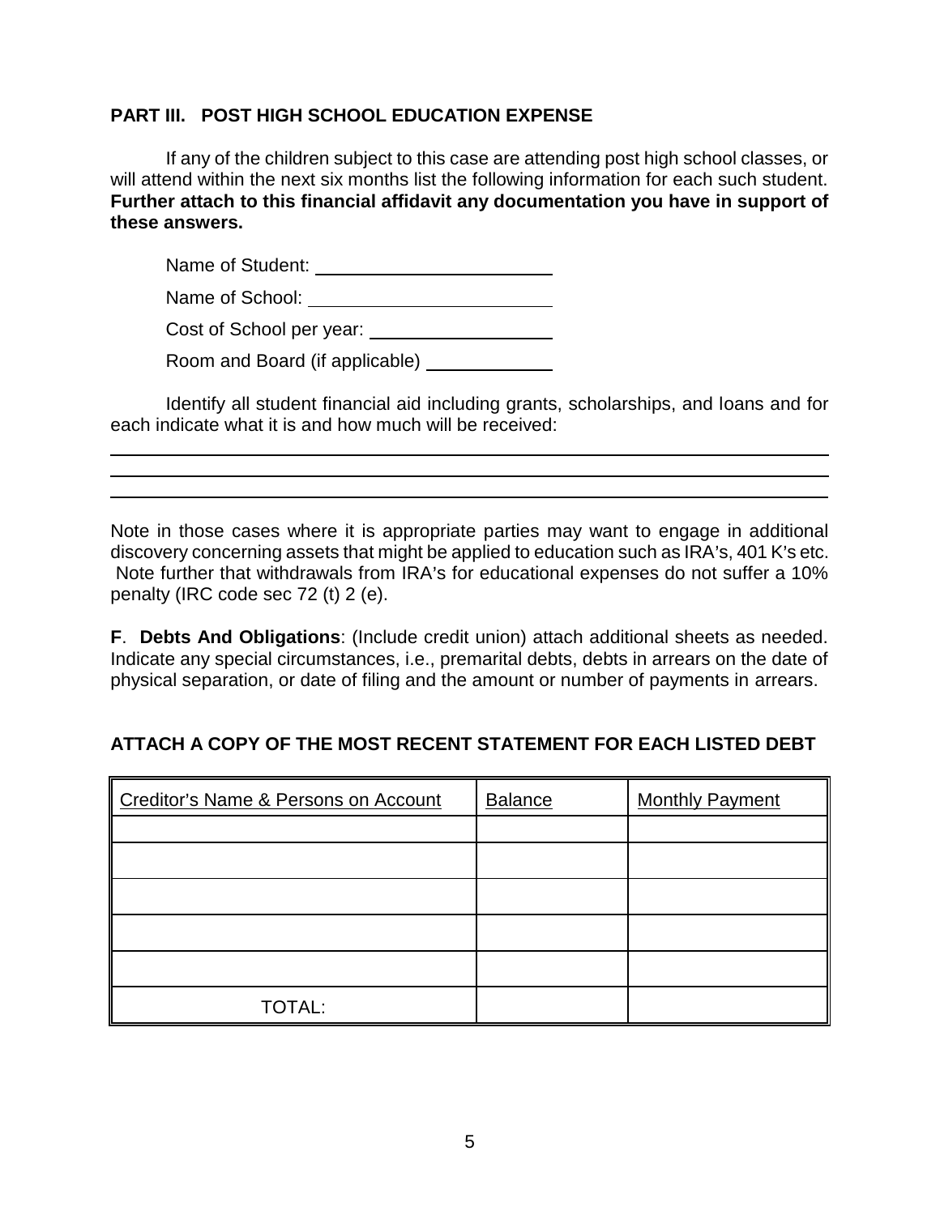## PART III. POST HIGH SCHOOL EDUCATION EXPENSE

If any of the children subject to this case are attending post high school classes, or will attend within the next six months list the following information for each such student. **Further attach to this financial affidavit any documentation you have in support of these answers.**

Name of Student: ________________________

Name of School: ________________________

Cost of School per year: ________________

Room and Board (if applicable) ___________

Identify all student financial aid including grants, scholarships, and loans and for each indicate what it is and how much will be received:

______________________________________________________________________

______________________________________________________________________

______________________________________________________________________

Note in those cases where it is appropriate parties may want to engage in additional discovery concerning assets that might be applied to education such as IRA's, 401 K's etc. Note further that withdrawals from IRA's for educational expenses do not suffer a 10% penalty (IRC code sec 72 (t) 2 (e).

**F**. **Debts And Obligations**: (Include credit union) attach additional sheets as needed. Indicate any special circumstances, i.e., premarital debts, debts in arrears on the date of physical separation, or date of filing and the amount or number of payments in arrears.

**ATTACH A COPY OF THE MOST RECENT STATEMENT FOR EACH LISTED DEBT**

| Creditor's Name & Persons on Account | Balance | Monthly Payment |
|---|---|---|
| | | |
| | | |
| | | |
| | | |
| | | |
| TOTAL: | | |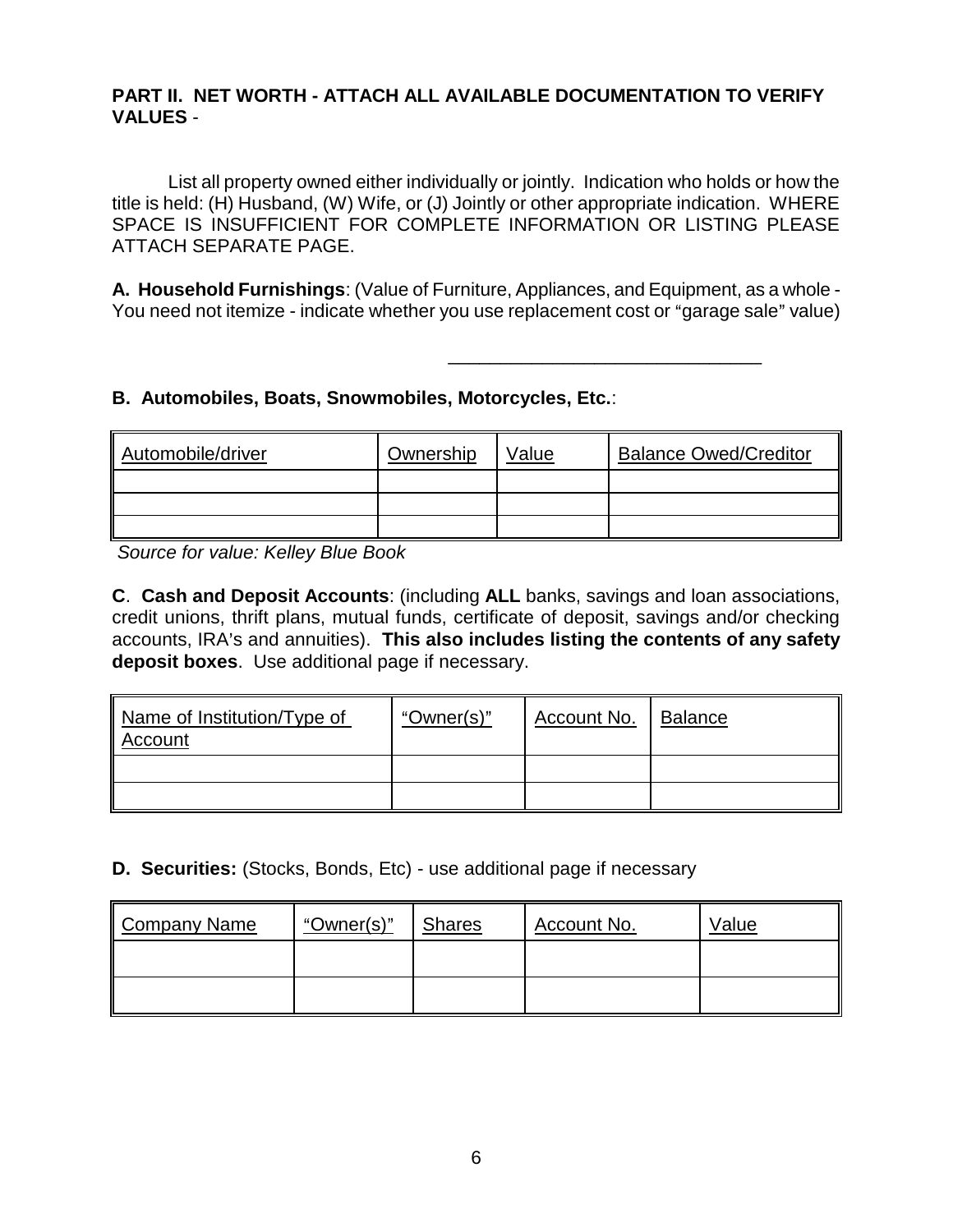**PART II. NET WORTH - ATTACH ALL AVAILABLE DOCUMENTATION TO VERIFY VALUES** -

List all property owned either individually or jointly. Indication who holds or how the title is held: (H) Husband, (W) Wife, or (J) Jointly or other appropriate indication. WHERE SPACE IS INSUFFICIENT FOR COMPLETE INFORMATION OR LISTING PLEASE ATTACH SEPARATE PAGE.

**A. Household Furnishings**: (Value of Furniture, Appliances, and Equipment, as a whole - You need not itemize - indicate whether you use replacement cost or "garage sale" value)

______________________________

**B. Automobiles, Boats, Snowmobiles, Motorcycles, Etc.**:

| Automobile/driver | Ownership | Value | Balance Owed/Creditor |
|---|---|---|---|
| | | | |
| | | | |
| | | | |

*Source for value: Kelley Blue Book*

**C**. **Cash and Deposit Accounts**: (including **ALL** banks, savings and loan associations, credit unions, thrift plans, mutual funds, certificate of deposit, savings and/or checking accounts, IRA's and annuities). **This also includes listing the contents of any safety deposit boxes**. Use additional page if necessary.

| Name of Institution/Type of Account | "Owner(s)" | Account No. | Balance |
|---|---|---|---|
| | | | |
| | | | |

**D. Securities:** (Stocks, Bonds, Etc) - use additional page if necessary

| Company Name | "Owner(s)" | Shares | Account No. | Value |
|---|---|---|---|---|
| | | | | |
| | | | | |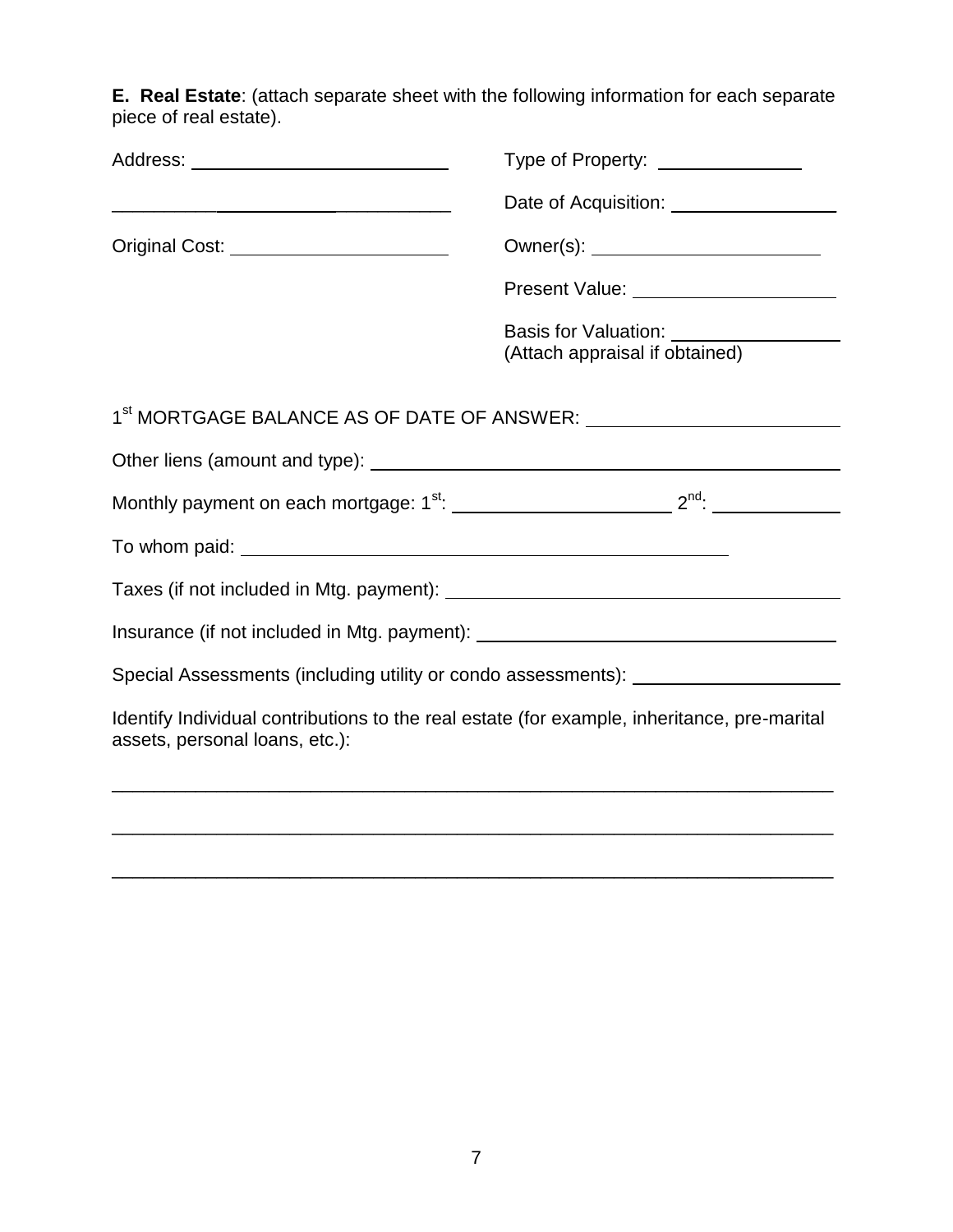**E. Real Estate**: (attach separate sheet with the following information for each separate piece of real estate).

Address: ______________________________

______________________________

Original Cost: ______________________________

Type of Property: ______________

Date of Acquisition: ______________

Owner(s): ______________________

Present Value: ______________________

Basis for Valuation: ______________
(Attach appraisal if obtained)

1st MORTGAGE BALANCE AS OF DATE OF ANSWER: ______________________

Other liens (amount and type): ______________________________________________

Monthly payment on each mortgage: 1st: ______________________ 2nd: ______________

To whom paid: ______________________________________________

Taxes (if not included in Mtg. payment): ______________________________________

Insurance (if not included in Mtg. payment): ____________________________________

Special Assessments (including utility or condo assessments): ____________________

Identify Individual contributions to the real estate (for example, inheritance, pre-marital assets, personal loans, etc.):

______________________________________________________________________

______________________________________________________________________

______________________________________________________________________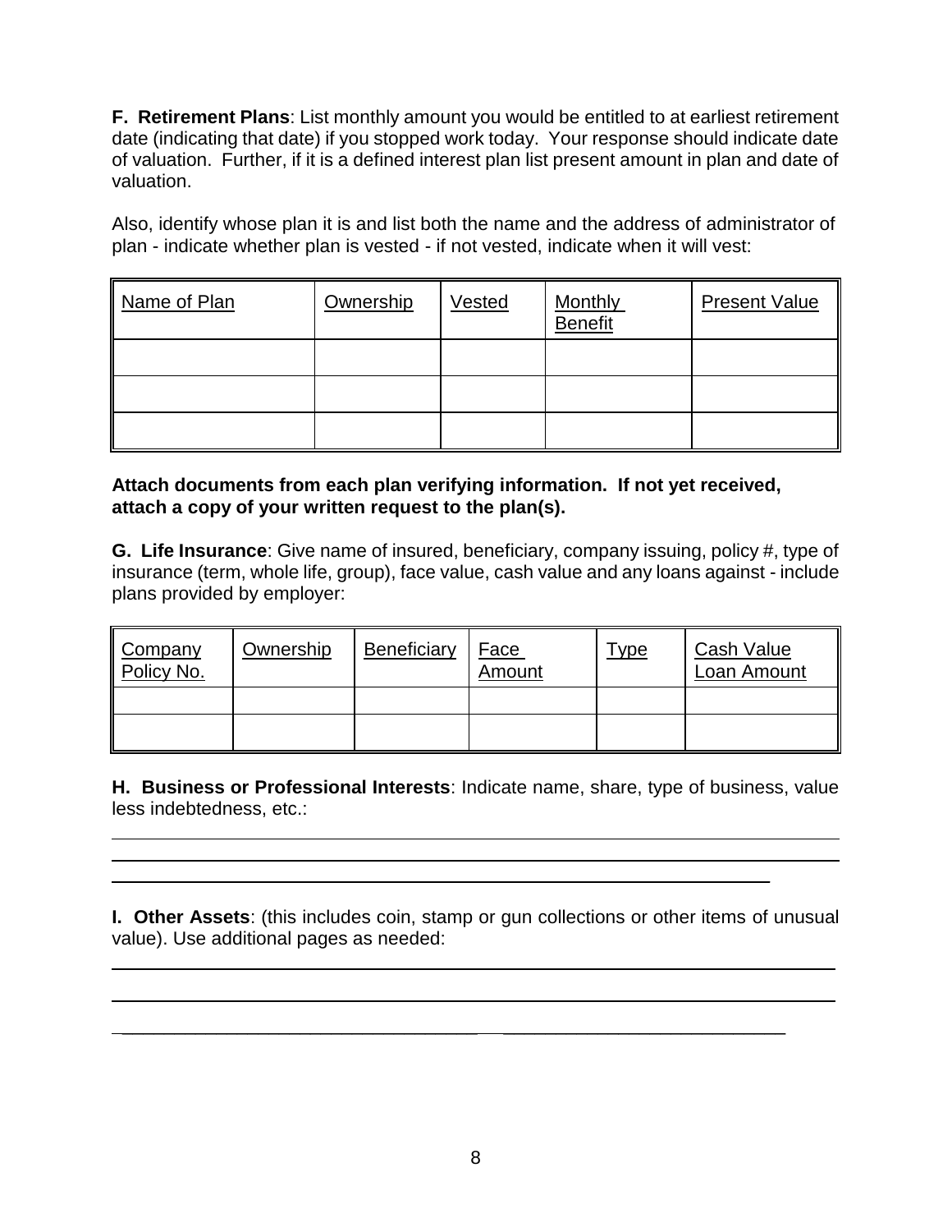**F. Retirement Plans**: List monthly amount you would be entitled to at earliest retirement date (indicating that date) if you stopped work today. Your response should indicate date of valuation. Further, if it is a defined interest plan list present amount in plan and date of valuation.

Also, identify whose plan it is and list both the name and the address of administrator of plan - indicate whether plan is vested - if not vested, indicate when it will vest:

| Name of Plan | Ownership | Vested | Monthly Benefit | Present Value |
|---|---|---|---|---|
| | | | | |
| | | | | |
| | | | | |

**Attach documents from each plan verifying information. If not yet received, attach a copy of your written request to the plan(s).**

**G. Life Insurance**: Give name of insured, beneficiary, company issuing, policy #, type of insurance (term, whole life, group), face value, cash value and any loans against - include plans provided by employer:

| Company Policy No. | Ownership | Beneficiary | Face Amount | Type | Cash Value Loan Amount |
|---|---|---|---|---|---|
| | | | | | |
| | | | | | |

**H. Business or Professional Interests**: Indicate name, share, type of business, value less indebtedness, etc.:

______________________________________________________________________

______________________________________________________________________

______________________________________________________________________

**I. Other Assets**: (this includes coin, stamp or gun collections or other items of unusual value). Use additional pages as needed:

______________________________________________________________________

______________________________________________________________________

______________________________________________________________________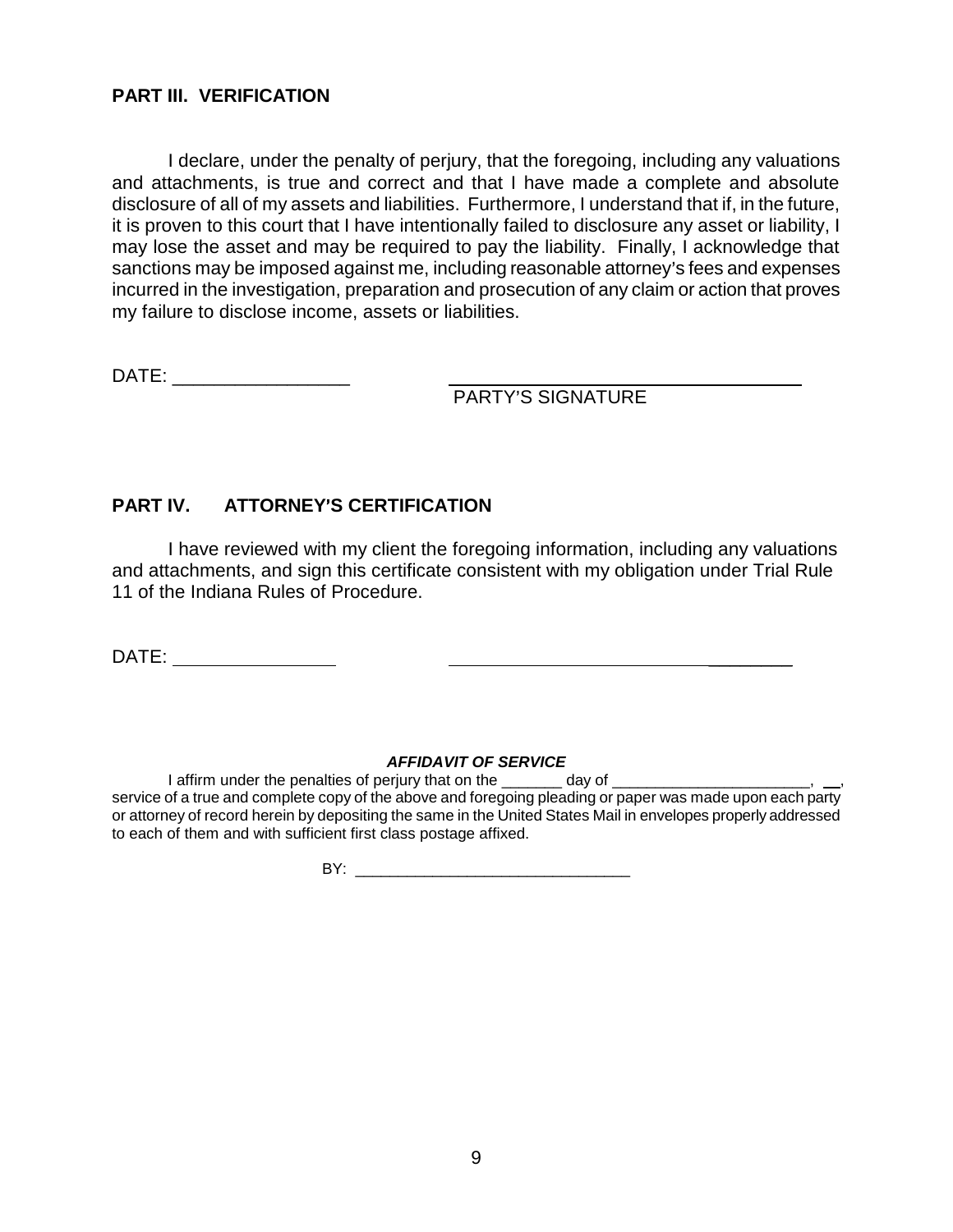## PART III. VERIFICATION

I declare, under the penalty of perjury, that the foregoing, including any valuations and attachments, is true and correct and that I have made a complete and absolute disclosure of all of my assets and liabilities. Furthermore, I understand that if, in the future, it is proven to this court that I have intentionally failed to disclosure any asset or liability, I may lose the asset and may be required to pay the liability. Finally, I acknowledge that sanctions may be imposed against me, including reasonable attorney's fees and expenses incurred in the investigation, preparation and prosecution of any claim or action that proves my failure to disclose income, assets or liabilities.

DATE: _________________

_________________________________
PARTY'S SIGNATURE

## PART IV. ATTORNEY'S CERTIFICATION

I have reviewed with my client the foregoing information, including any valuations and attachments, and sign this certificate consistent with my obligation under Trial Rule 11 of the Indiana Rules of Procedure.

DATE: _________________

_________________________________

***AFFIDAVIT OF SERVICE***

I affirm under the penalties of perjury that on the _______ day of _______________________, __, service of a true and complete copy of the above and foregoing pleading or paper was made upon each party or attorney of record herein by depositing the same in the United States Mail in envelopes properly addressed to each of them and with sufficient first class postage affixed.

BY: _______________________________